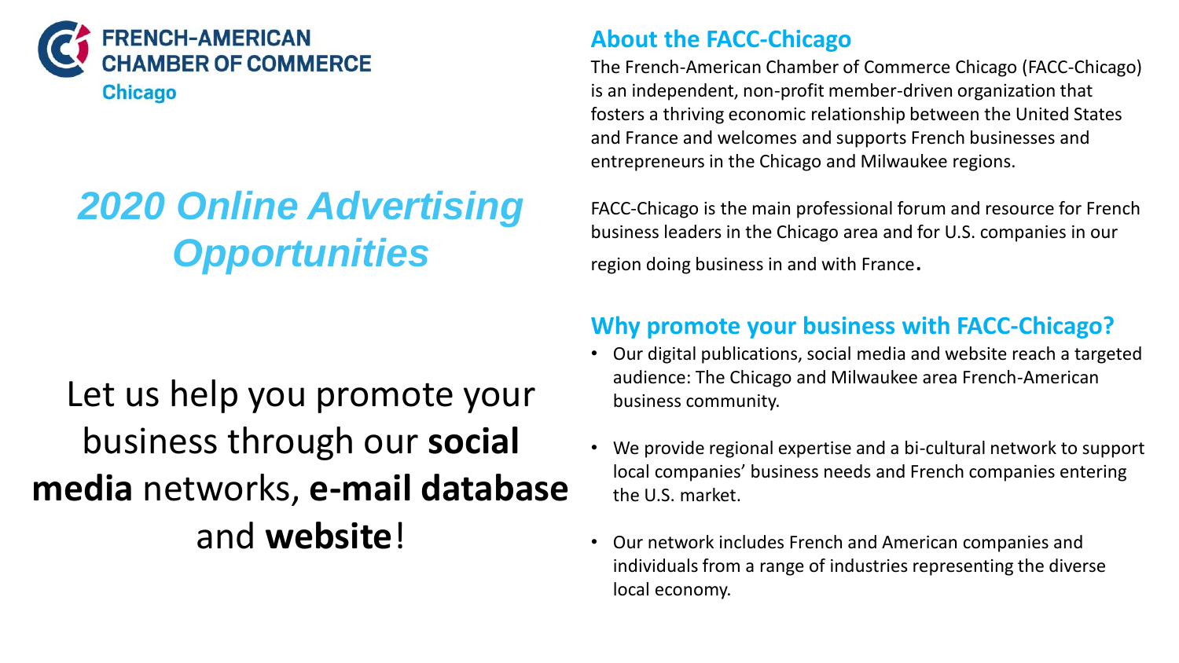**FRENCH-AMERICAN CHAMBER OF COMMERCE**
**Chicago**

# *2020 Online Advertising Opportunities*

Let us help you promote your business through our **social media** networks, **e-mail database** and **website**!

## About the FACC-Chicago

The French-American Chamber of Commerce Chicago (FACC-Chicago) is an independent, non-profit member-driven organization that fosters a thriving economic relationship between the United States and France and welcomes and supports French businesses and entrepreneurs in the Chicago and Milwaukee regions.

FACC-Chicago is the main professional forum and resource for French business leaders in the Chicago area and for U.S. companies in our region doing business in and with France.

## Why promote your business with FACC-Chicago?

- Our digital publications, social media and website reach a targeted audience: The Chicago and Milwaukee area French-American business community.
- We provide regional expertise and a bi-cultural network to support local companies' business needs and French companies entering the U.S. market.
- Our network includes French and American companies and individuals from a range of industries representing the diverse local economy.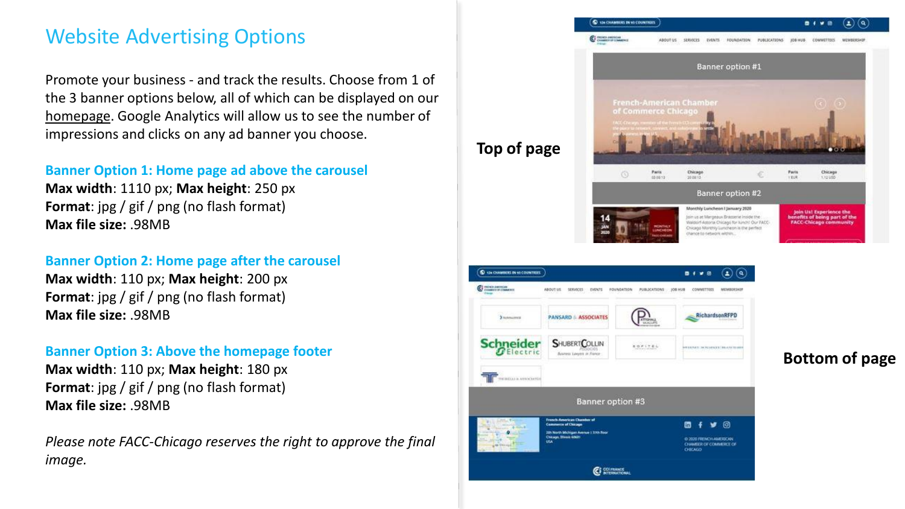# Website Advertising Options

Promote your business - and track the results. Choose from 1 of the 3 banner options below, all of which can be displayed on our homepage. Google Analytics will allow us to see the number of impressions and clicks on any ad banner you choose.

### Banner Option 1: Home page ad above the carousel

**Max width**: 1110 px; **Max height**: 250 px
**Format**: jpg / gif / png (no flash format)
**Max file size:** .98MB

### Banner Option 2: Home page after the carousel

**Max width**: 110 px; **Max height**: 200 px
**Format**: jpg / gif / png (no flash format)
**Max file size:** .98MB

### Banner Option 3: Above the homepage footer

**Max width**: 110 px; **Max height**: 180 px
**Format**: jpg / gif / png (no flash format)
**Max file size:** .98MB

*Please note FACC-Chicago reserves the right to approve the final image.*

**Top of page**

**Bottom of page**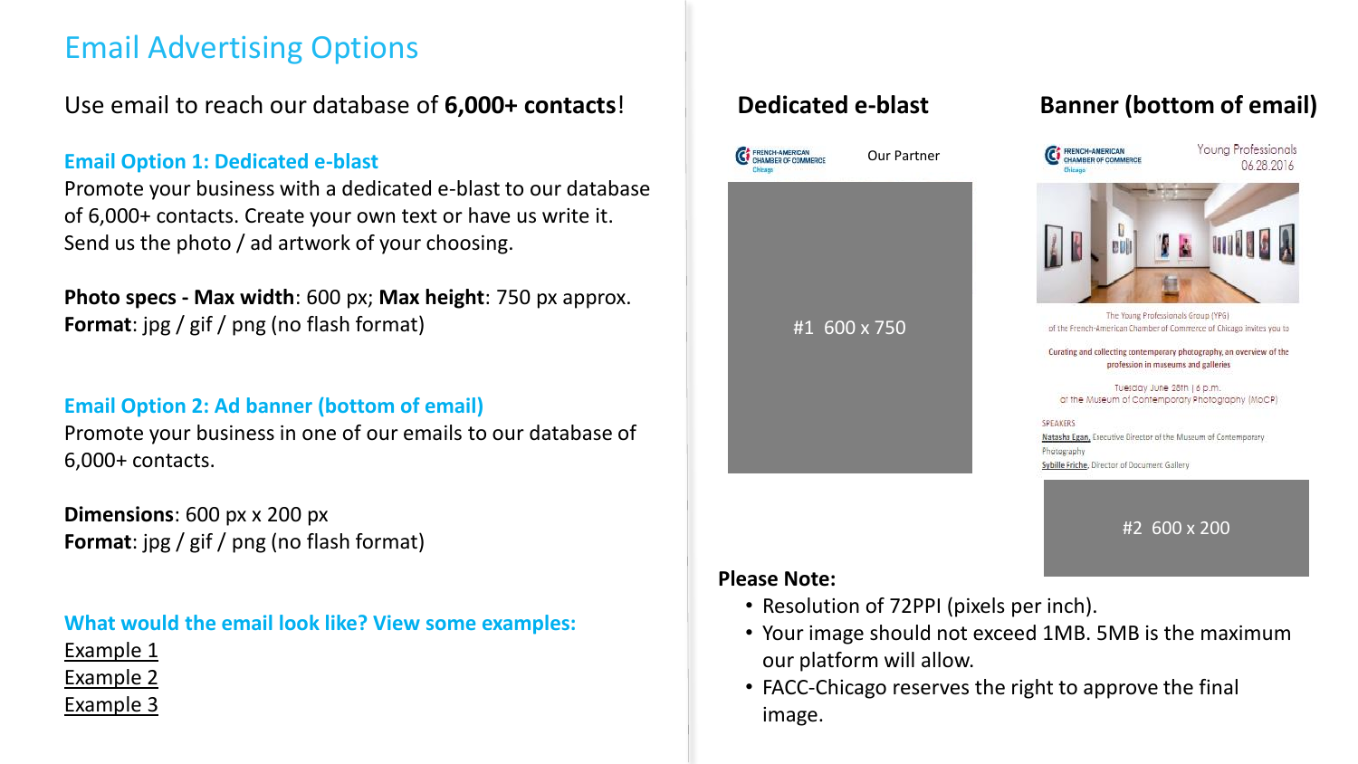# Email Advertising Options

Use email to reach our database of **6,000+ contacts**!

### Email Option 1: Dedicated e-blast

Promote your business with a dedicated e-blast to our database of 6,000+ contacts. Create your own text or have us write it. Send us the photo / ad artwork of your choosing.

**Photo specs - Max width**: 600 px; **Max height**: 750 px approx.
**Format**: jpg / gif / png (no flash format)

### Email Option 2: Ad banner (bottom of email)

Promote your business in one of our emails to our database of 6,000+ contacts.

**Dimensions**: 600 px x 200 px
**Format**: jpg / gif / png (no flash format)

### What would the email look like? View some examples:

Example 1
Example 2
Example 3

## Dedicated e-blast

FRENCH-AMERICAN CHAMBER OF COMMERCE Chicago

Our Partner

#1 600 x 750

## Banner (bottom of email)

FRENCH-AMERICAN CHAMBER OF COMMERCE Chicago

Young Professionals
06.28.2016

The Young Professionals Group (YPG)
of the French-American Chamber of Commerce of Chicago invites you to

Curating and collecting contemporary photography, an overview of the profession in museums and galleries

Tuesday June 28th | 6 p.m.
at the Museum of Contemporary Photography (MoCP)

SPEAKERS
Natasha Egan, Executive Director of the Museum of Contemporary Photography
Sybille Friche, Director of Document Gallery

#2 600 x 200

**Please Note:**

- Resolution of 72PPI (pixels per inch).
- Your image should not exceed 1MB. 5MB is the maximum our platform will allow.
- FACC-Chicago reserves the right to approve the final image.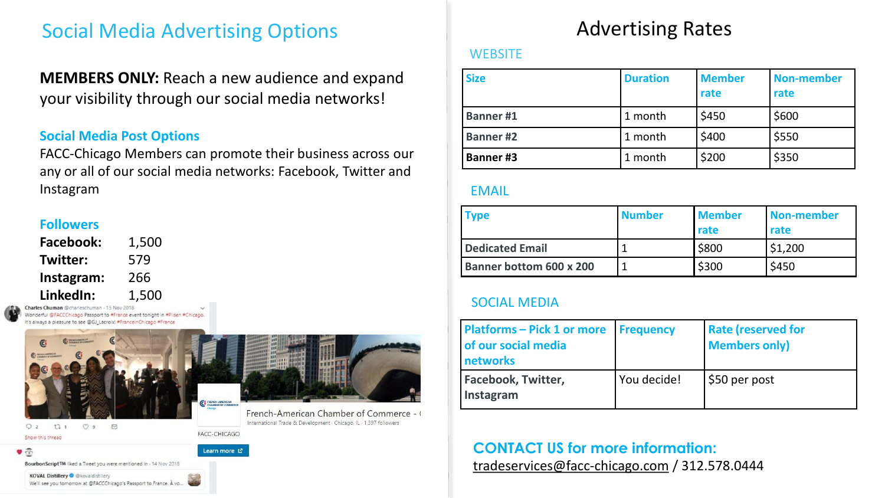# Social Media Advertising Options

**MEMBERS ONLY:** Reach a new audience and expand your visibility through our social media networks!

## Social Media Post Options

FACC-Chicago Members can promote their business across our any or all of our social media networks: Facebook, Twitter and Instagram

## Followers

**Facebook:** 1,500
**Twitter:** 579
**Instagram:** 266
**LinkedIn:** 1,500

# Advertising Rates

## WEBSITE

| Size | Duration | Member rate | Non-member rate |
|---|---|---|---|
| **Banner #1** | 1 month | $450 | $600 |
| **Banner #2** | 1 month | $400 | $550 |
| **Banner #3** | 1 month | $200 | $350 |

## EMAIL

| Type | Number | Member rate | Non-member rate |
|---|---|---|---|
| **Dedicated Email** | 1 | $800 | $1,200 |
| **Banner bottom 600 x 200** | 1 | $300 | $450 |

## SOCIAL MEDIA

| Platforms – Pick 1 or more of our social media networks | Frequency | Rate (reserved for Members only) |
|---|---|---|
| **Facebook, Twitter, Instagram** | You decide! | $50 per post |

**CONTACT US for more information:**
tradeservices@facc-chicago.com / 312.578.0444